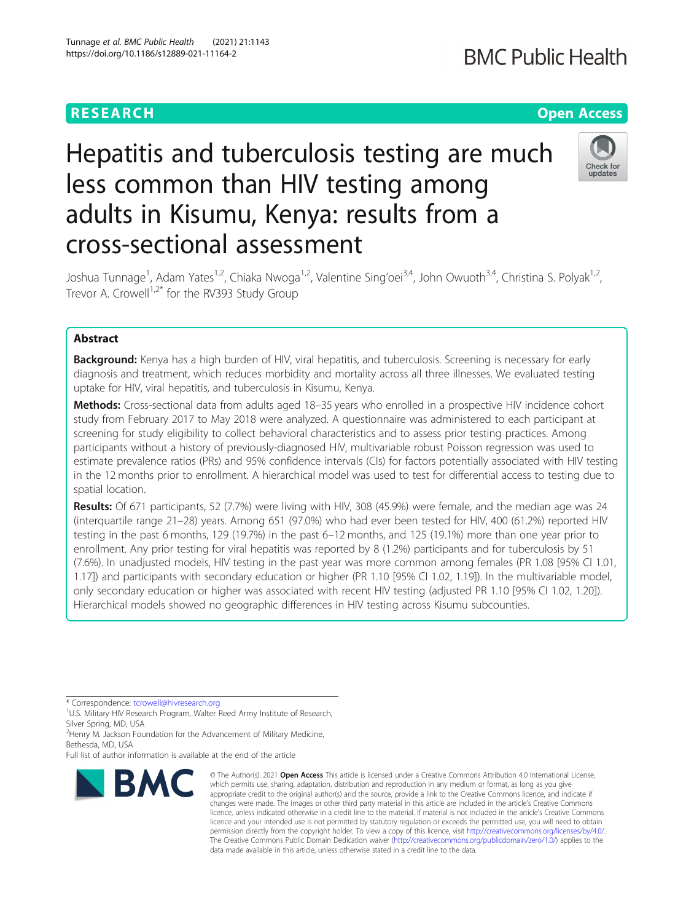RESEARCH

Open Access

# Hepatitis and tuberculosis testing are much less common than HIV testing among adults in Kisumu, Kenya: results from a cross-sectional assessment

Joshua Tunnage[1], Adam Yates[1,2], Chiaka Nwoga[1,2], Valentine Sing'oei[3,4], John Owuoth[3,4], Christina S. Polyak[1,2], Trevor A. Crowell[1,2*] for the RV393 Study Group

## Abstract

**Background:** Kenya has a high burden of HIV, viral hepatitis, and tuberculosis. Screening is necessary for early diagnosis and treatment, which reduces morbidity and mortality across all three illnesses. We evaluated testing uptake for HIV, viral hepatitis, and tuberculosis in Kisumu, Kenya.

**Methods:** Cross-sectional data from adults aged 18–35 years who enrolled in a prospective HIV incidence cohort study from February 2017 to May 2018 were analyzed. A questionnaire was administered to each participant at screening for study eligibility to collect behavioral characteristics and to assess prior testing practices. Among participants without a history of previously-diagnosed HIV, multivariable robust Poisson regression was used to estimate prevalence ratios (PRs) and 95% confidence intervals (CIs) for factors potentially associated with HIV testing in the 12 months prior to enrollment. A hierarchical model was used to test for differential access to testing due to spatial location.

**Results:** Of 671 participants, 52 (7.7%) were living with HIV, 308 (45.9%) were female, and the median age was 24 (interquartile range 21–28) years. Among 651 (97.0%) who had ever been tested for HIV, 400 (61.2%) reported HIV testing in the past 6 months, 129 (19.7%) in the past 6–12 months, and 125 (19.1%) more than one year prior to enrollment. Any prior testing for viral hepatitis was reported by 8 (1.2%) participants and for tuberculosis by 51 (7.6%). In unadjusted models, HIV testing in the past year was more common among females (PR 1.08 [95% CI 1.01, 1.17]) and participants with secondary education or higher (PR 1.10 [95% CI 1.02, 1.19]). In the multivariable model, only secondary education or higher was associated with recent HIV testing (adjusted PR 1.10 [95% CI 1.02, 1.20]). Hierarchical models showed no geographic differences in HIV testing across Kisumu subcounties.

---

\* Correspondence: tcrowell@hivresearch.org

[1]U.S. Military HIV Research Program, Walter Reed Army Institute of Research, Silver Spring, MD, USA

[2]Henry M. Jackson Foundation for the Advancement of Military Medicine, Bethesda, MD, USA

Full list of author information is available at the end of the article

© The Author(s). 2021 **Open Access** This article is licensed under a Creative Commons Attribution 4.0 International License, which permits use, sharing, adaptation, distribution and reproduction in any medium or format, as long as you give appropriate credit to the original author(s) and the source, provide a link to the Creative Commons licence, and indicate if changes were made. The images or other third party material in this article are included in the article's Creative Commons licence, unless indicated otherwise in a credit line to the material. If material is not included in the article's Creative Commons licence and your intended use is not permitted by statutory regulation or exceeds the permitted use, you will need to obtain permission directly from the copyright holder. To view a copy of this licence, visit http://creativecommons.org/licenses/by/4.0/. The Creative Commons Public Domain Dedication waiver (http://creativecommons.org/publicdomain/zero/1.0/) applies to the data made available in this article, unless otherwise stated in a credit line to the data.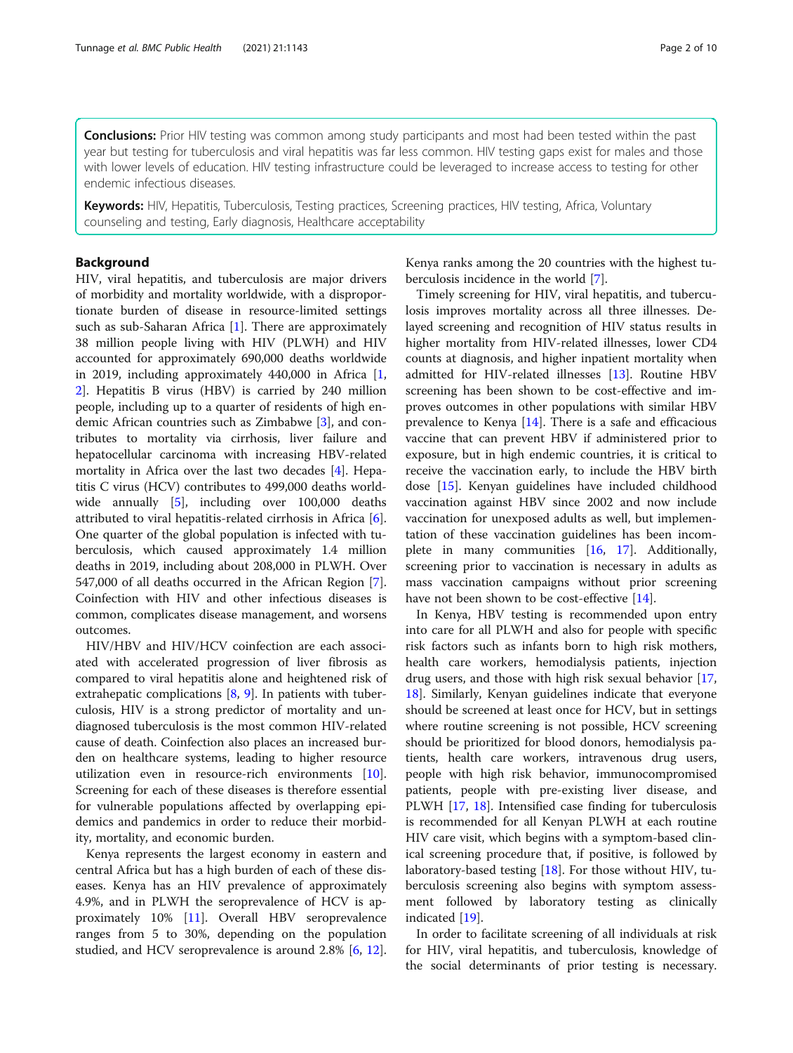**Conclusions:** Prior HIV testing was common among study participants and most had been tested within the past year but testing for tuberculosis and viral hepatitis was far less common. HIV testing gaps exist for males and those with lower levels of education. HIV testing infrastructure could be leveraged to increase access to testing for other endemic infectious diseases.

**Keywords:** HIV, Hepatitis, Tuberculosis, Testing practices, Screening practices, HIV testing, Africa, Voluntary counseling and testing, Early diagnosis, Healthcare acceptability

## Background

HIV, viral hepatitis, and tuberculosis are major drivers of morbidity and mortality worldwide, with a disproportionate burden of disease in resource-limited settings such as sub-Saharan Africa [1]. There are approximately 38 million people living with HIV (PLWH) and HIV accounted for approximately 690,000 deaths worldwide in 2019, including approximately 440,000 in Africa [1, 2]. Hepatitis B virus (HBV) is carried by 240 million people, including up to a quarter of residents of high endemic African countries such as Zimbabwe [3], and contributes to mortality via cirrhosis, liver failure and hepatocellular carcinoma with increasing HBV-related mortality in Africa over the last two decades [4]. Hepatitis C virus (HCV) contributes to 499,000 deaths worldwide annually [5], including over 100,000 deaths attributed to viral hepatitis-related cirrhosis in Africa [6]. One quarter of the global population is infected with tuberculosis, which caused approximately 1.4 million deaths in 2019, including about 208,000 in PLWH. Over 547,000 of all deaths occurred in the African Region [7]. Coinfection with HIV and other infectious diseases is common, complicates disease management, and worsens outcomes.

HIV/HBV and HIV/HCV coinfection are each associated with accelerated progression of liver fibrosis as compared to viral hepatitis alone and heightened risk of extrahepatic complications [8, 9]. In patients with tuberculosis, HIV is a strong predictor of mortality and undiagnosed tuberculosis is the most common HIV-related cause of death. Coinfection also places an increased burden on healthcare systems, leading to higher resource utilization even in resource-rich environments [10]. Screening for each of these diseases is therefore essential for vulnerable populations affected by overlapping epidemics and pandemics in order to reduce their morbidity, mortality, and economic burden.

Kenya represents the largest economy in eastern and central Africa but has a high burden of each of these diseases. Kenya has an HIV prevalence of approximately 4.9%, and in PLWH the seroprevalence of HCV is approximately 10% [11]. Overall HBV seroprevalence ranges from 5 to 30%, depending on the population studied, and HCV seroprevalence is around 2.8% [6, 12]. Kenya ranks among the 20 countries with the highest tuberculosis incidence in the world [7].

Timely screening for HIV, viral hepatitis, and tuberculosis improves mortality across all three illnesses. Delayed screening and recognition of HIV status results in higher mortality from HIV-related illnesses, lower CD4 counts at diagnosis, and higher inpatient mortality when admitted for HIV-related illnesses [13]. Routine HBV screening has been shown to be cost-effective and improves outcomes in other populations with similar HBV prevalence to Kenya [14]. There is a safe and efficacious vaccine that can prevent HBV if administered prior to exposure, but in high endemic countries, it is critical to receive the vaccination early, to include the HBV birth dose [15]. Kenyan guidelines have included childhood vaccination against HBV since 2002 and now include vaccination for unexposed adults as well, but implementation of these vaccination guidelines has been incomplete in many communities [16, 17]. Additionally, screening prior to vaccination is necessary in adults as mass vaccination campaigns without prior screening have not been shown to be cost-effective [14].

In Kenya, HBV testing is recommended upon entry into care for all PLWH and also for people with specific risk factors such as infants born to high risk mothers, health care workers, hemodialysis patients, injection drug users, and those with high risk sexual behavior [17, 18]. Similarly, Kenyan guidelines indicate that everyone should be screened at least once for HCV, but in settings where routine screening is not possible, HCV screening should be prioritized for blood donors, hemodialysis patients, health care workers, intravenous drug users, people with high risk behavior, immunocompromised patients, people with pre-existing liver disease, and PLWH [17, 18]. Intensified case finding for tuberculosis is recommended for all Kenyan PLWH at each routine HIV care visit, which begins with a symptom-based clinical screening procedure that, if positive, is followed by laboratory-based testing [18]. For those without HIV, tuberculosis screening also begins with symptom assessment followed by laboratory testing as clinically indicated [19].

In order to facilitate screening of all individuals at risk for HIV, viral hepatitis, and tuberculosis, knowledge of the social determinants of prior testing is necessary.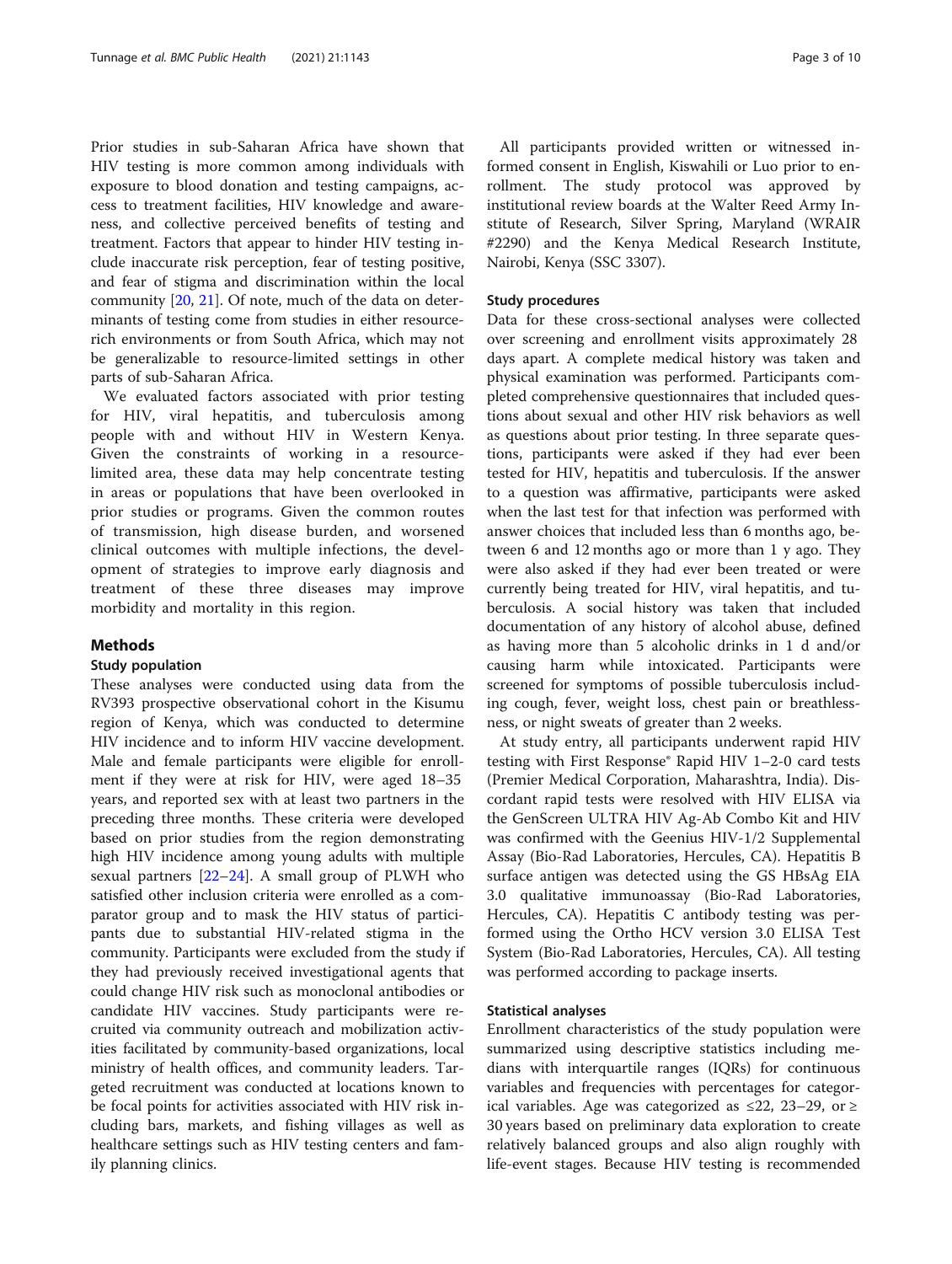Prior studies in sub-Saharan Africa have shown that HIV testing is more common among individuals with exposure to blood donation and testing campaigns, access to treatment facilities, HIV knowledge and awareness, and collective perceived benefits of testing and treatment. Factors that appear to hinder HIV testing include inaccurate risk perception, fear of testing positive, and fear of stigma and discrimination within the local community [20, 21]. Of note, much of the data on determinants of testing come from studies in either resource-rich environments or from South Africa, which may not be generalizable to resource-limited settings in other parts of sub-Saharan Africa.

We evaluated factors associated with prior testing for HIV, viral hepatitis, and tuberculosis among people with and without HIV in Western Kenya. Given the constraints of working in a resource-limited area, these data may help concentrate testing in areas or populations that have been overlooked in prior studies or programs. Given the common routes of transmission, high disease burden, and worsened clinical outcomes with multiple infections, the development of strategies to improve early diagnosis and treatment of these three diseases may improve morbidity and mortality in this region.

## Methods

### Study population

These analyses were conducted using data from the RV393 prospective observational cohort in the Kisumu region of Kenya, which was conducted to determine HIV incidence and to inform HIV vaccine development. Male and female participants were eligible for enrollment if they were at risk for HIV, were aged 18–35 years, and reported sex with at least two partners in the preceding three months. These criteria were developed based on prior studies from the region demonstrating high HIV incidence among young adults with multiple sexual partners [22–24]. A small group of PLWH who satisfied other inclusion criteria were enrolled as a comparator group and to mask the HIV status of participants due to substantial HIV-related stigma in the community. Participants were excluded from the study if they had previously received investigational agents that could change HIV risk such as monoclonal antibodies or candidate HIV vaccines. Study participants were recruited via community outreach and mobilization activities facilitated by community-based organizations, local ministry of health offices, and community leaders. Targeted recruitment was conducted at locations known to be focal points for activities associated with HIV risk including bars, markets, and fishing villages as well as healthcare settings such as HIV testing centers and family planning clinics.

All participants provided written or witnessed informed consent in English, Kiswahili or Luo prior to enrollment. The study protocol was approved by institutional review boards at the Walter Reed Army Institute of Research, Silver Spring, Maryland (WRAIR #2290) and the Kenya Medical Research Institute, Nairobi, Kenya (SSC 3307).

### Study procedures

Data for these cross-sectional analyses were collected over screening and enrollment visits approximately 28 days apart. A complete medical history was taken and physical examination was performed. Participants completed comprehensive questionnaires that included questions about sexual and other HIV risk behaviors as well as questions about prior testing. In three separate questions, participants were asked if they had ever been tested for HIV, hepatitis and tuberculosis. If the answer to a question was affirmative, participants were asked when the last test for that infection was performed with answer choices that included less than 6 months ago, between 6 and 12 months ago or more than 1 y ago. They were also asked if they had ever been treated or were currently being treated for HIV, viral hepatitis, and tuberculosis. A social history was taken that included documentation of any history of alcohol abuse, defined as having more than 5 alcoholic drinks in 1 d and/or causing harm while intoxicated. Participants were screened for symptoms of possible tuberculosis including cough, fever, weight loss, chest pain or breathlessness, or night sweats of greater than 2 weeks.

At study entry, all participants underwent rapid HIV testing with First Response® Rapid HIV 1–2-0 card tests (Premier Medical Corporation, Maharashtra, India). Discordant rapid tests were resolved with HIV ELISA via the GenScreen ULTRA HIV Ag-Ab Combo Kit and HIV was confirmed with the Geenius HIV-1/2 Supplemental Assay (Bio-Rad Laboratories, Hercules, CA). Hepatitis B surface antigen was detected using the GS HBsAg EIA 3.0 qualitative immunoassay (Bio-Rad Laboratories, Hercules, CA). Hepatitis C antibody testing was performed using the Ortho HCV version 3.0 ELISA Test System (Bio-Rad Laboratories, Hercules, CA). All testing was performed according to package inserts.

### Statistical analyses

Enrollment characteristics of the study population were summarized using descriptive statistics including medians with interquartile ranges (IQRs) for continuous variables and frequencies with percentages for categorical variables. Age was categorized as ≤22, 23–29, or ≥ 30 years based on preliminary data exploration to create relatively balanced groups and also align roughly with life-event stages. Because HIV testing is recommended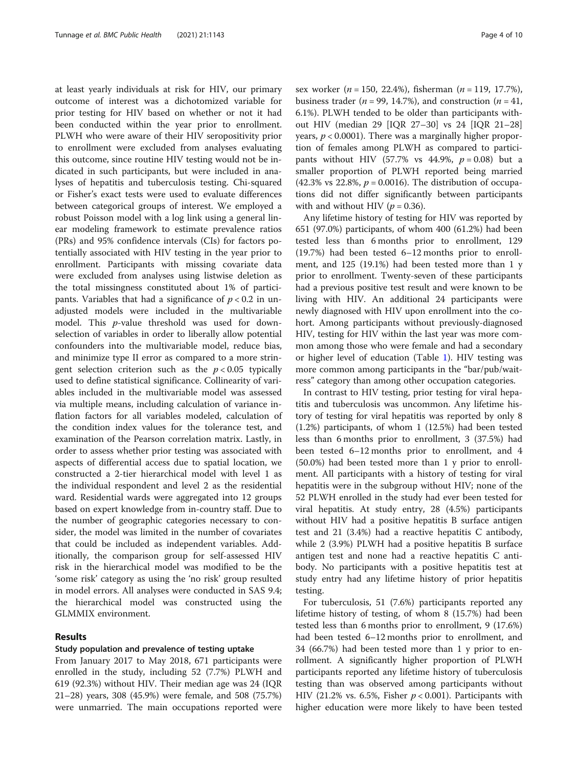at least yearly individuals at risk for HIV, our primary outcome of interest was a dichotomized variable for prior testing for HIV based on whether or not it had been conducted within the year prior to enrollment. PLWH who were aware of their HIV seropositivity prior to enrollment were excluded from analyses evaluating this outcome, since routine HIV testing would not be indicated in such participants, but were included in analyses of hepatitis and tuberculosis testing. Chi-squared or Fisher's exact tests were used to evaluate differences between categorical groups of interest. We employed a robust Poisson model with a log link using a general linear modeling framework to estimate prevalence ratios (PRs) and 95% confidence intervals (CIs) for factors potentially associated with HIV testing in the year prior to enrollment. Participants with missing covariate data were excluded from analyses using listwise deletion as the total missingness constituted about 1% of participants. Variables that had a significance of $p < 0.2$ in unadjusted models were included in the multivariable model. This $p$-value threshold was used for down-selection of variables in order to liberally allow potential confounders into the multivariable model, reduce bias, and minimize type II error as compared to a more stringent selection criterion such as the $p < 0.05$ typically used to define statistical significance. Collinearity of variables included in the multivariable model was assessed via multiple means, including calculation of variance inflation factors for all variables modeled, calculation of the condition index values for the tolerance test, and examination of the Pearson correlation matrix. Lastly, in order to assess whether prior testing was associated with aspects of differential access due to spatial location, we constructed a 2-tier hierarchical model with level 1 as the individual respondent and level 2 as the residential ward. Residential wards were aggregated into 12 groups based on expert knowledge from in-country staff. Due to the number of geographic categories necessary to consider, the model was limited in the number of covariates that could be included as independent variables. Additionally, the comparison group for self-assessed HIV risk in the hierarchical model was modified to be the 'some risk' category as using the 'no risk' group resulted in model errors. All analyses were conducted in SAS 9.4; the hierarchical model was constructed using the GLMMIX environment.

## Results

### Study population and prevalence of testing uptake

From January 2017 to May 2018, 671 participants were enrolled in the study, including 52 (7.7%) PLWH and 619 (92.3%) without HIV. Their median age was 24 (IQR 21–28) years, 308 (45.9%) were female, and 508 (75.7%) were unmarried. The main occupations reported were sex worker ($n = 150$, 22.4%), fisherman ($n = 119$, 17.7%), business trader ($n = 99$, 14.7%), and construction ($n = 41$, 6.1%). PLWH tended to be older than participants without HIV (median 29 [IQR 27–30] vs 24 [IQR 21–28] years, $p < 0.0001$). There was a marginally higher proportion of females among PLWH as compared to participants without HIV (57.7% vs 44.9%, $p = 0.08$) but a smaller proportion of PLWH reported being married (42.3% vs 22.8%, $p = 0.0016$). The distribution of occupations did not differ significantly between participants with and without HIV ($p = 0.36$).

Any lifetime history of testing for HIV was reported by 651 (97.0%) participants, of whom 400 (61.2%) had been tested less than 6 months prior to enrollment, 129 (19.7%) had been tested 6–12 months prior to enrollment, and 125 (19.1%) had been tested more than 1 y prior to enrollment. Twenty-seven of these participants had a previous positive test result and were known to be living with HIV. An additional 24 participants were newly diagnosed with HIV upon enrollment into the cohort. Among participants without previously-diagnosed HIV, testing for HIV within the last year was more common among those who were female and had a secondary or higher level of education (Table 1). HIV testing was more common among participants in the "bar/pub/waitress" category than among other occupation categories.

In contrast to HIV testing, prior testing for viral hepatitis and tuberculosis was uncommon. Any lifetime history of testing for viral hepatitis was reported by only 8 (1.2%) participants, of whom 1 (12.5%) had been tested less than 6 months prior to enrollment, 3 (37.5%) had been tested 6–12 months prior to enrollment, and 4 (50.0%) had been tested more than 1 y prior to enrollment. All participants with a history of testing for viral hepatitis were in the subgroup without HIV; none of the 52 PLWH enrolled in the study had ever been tested for viral hepatitis. At study entry, 28 (4.5%) participants without HIV had a positive hepatitis B surface antigen test and 21 (3.4%) had a reactive hepatitis C antibody, while 2 (3.9%) PLWH had a positive hepatitis B surface antigen test and none had a reactive hepatitis C antibody. No participants with a positive hepatitis test at study entry had any lifetime history of prior hepatitis testing.

For tuberculosis, 51 (7.6%) participants reported any lifetime history of testing, of whom 8 (15.7%) had been tested less than 6 months prior to enrollment, 9 (17.6%) had been tested 6–12 months prior to enrollment, and 34 (66.7%) had been tested more than 1 y prior to enrollment. A significantly higher proportion of PLWH participants reported any lifetime history of tuberculosis testing than was observed among participants without HIV (21.2% vs. 6.5%, Fisher $p < 0.001$). Participants with higher education were more likely to have been tested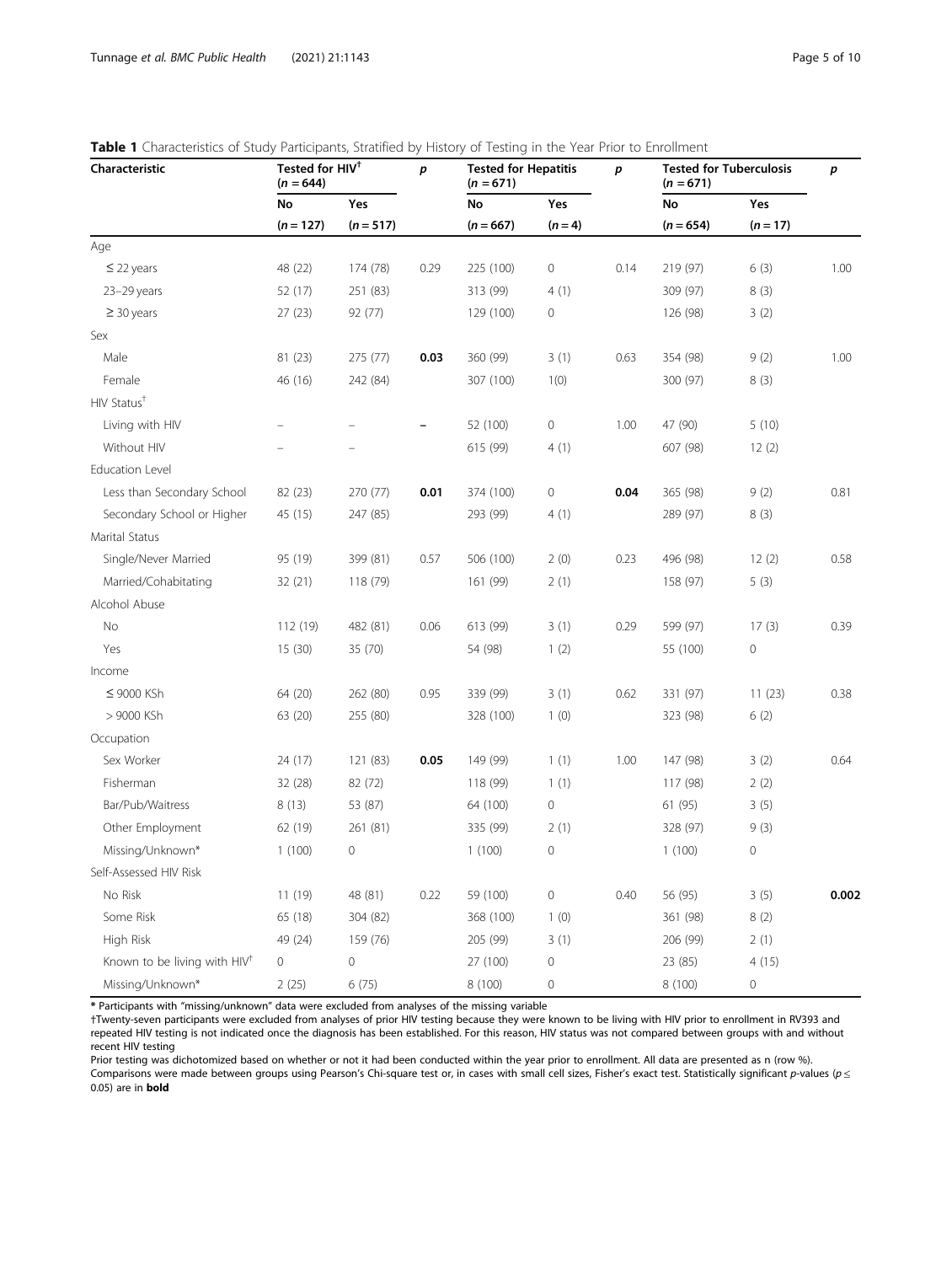**Table 1** Characteristics of Study Participants, Stratified by History of Testing in the Year Prior to Enrollment

| Characteristic | Tested for HIV† (n = 644) | | p | Tested for Hepatitis (n = 671) | | p | Tested for Tuberculosis (n = 671) | | p |
|---|---|---|---|---|---|---|---|---|---|
| | No | Yes | | No | Yes | | No | Yes | |
| | (n = 127) | (n = 517) | | (n = 667) | (n = 4) | | (n = 654) | (n = 17) | |
| Age | | | | | | | | | |
| ≤ 22 years | 48 (22) | 174 (78) | 0.29 | 225 (100) | 0 | 0.14 | 219 (97) | 6 (3) | 1.00 |
| 23–29 years | 52 (17) | 251 (83) | | 313 (99) | 4 (1) | | 309 (97) | 8 (3) | |
| ≥ 30 years | 27 (23) | 92 (77) | | 129 (100) | 0 | | 126 (98) | 3 (2) | |
| Sex | | | | | | | | | |
| Male | 81 (23) | 275 (77) | **0.03** | 360 (99) | 3 (1) | 0.63 | 354 (98) | 9 (2) | 1.00 |
| Female | 46 (16) | 242 (84) | | 307 (100) | 1(0) | | 300 (97) | 8 (3) | |
| HIV Status† | | | | | | | | | |
| Living with HIV | – | – | – | 52 (100) | 0 | 1.00 | 47 (90) | 5 (10) | |
| Without HIV | – | – | | 615 (99) | 4 (1) | | 607 (98) | 12 (2) | |
| Education Level | | | | | | | | | |
| Less than Secondary School | 82 (23) | 270 (77) | **0.01** | 374 (100) | 0 | **0.04** | 365 (98) | 9 (2) | 0.81 |
| Secondary School or Higher | 45 (15) | 247 (85) | | 293 (99) | 4 (1) | | 289 (97) | 8 (3) | |
| Marital Status | | | | | | | | | |
| Single/Never Married | 95 (19) | 399 (81) | 0.57 | 506 (100) | 2 (0) | 0.23 | 496 (98) | 12 (2) | 0.58 |
| Married/Cohabitating | 32 (21) | 118 (79) | | 161 (99) | 2 (1) | | 158 (97) | 5 (3) | |
| Alcohol Abuse | | | | | | | | | |
| No | 112 (19) | 482 (81) | 0.06 | 613 (99) | 3 (1) | 0.29 | 599 (97) | 17 (3) | 0.39 |
| Yes | 15 (30) | 35 (70) | | 54 (98) | 1 (2) | | 55 (100) | 0 | |
| Income | | | | | | | | | |
| ≤ 9000 KSh | 64 (20) | 262 (80) | 0.95 | 339 (99) | 3 (1) | 0.62 | 331 (97) | 11 (23) | 0.38 |
| > 9000 KSh | 63 (20) | 255 (80) | | 328 (100) | 1 (0) | | 323 (98) | 6 (2) | |
| Occupation | | | | | | | | | |
| Sex Worker | 24 (17) | 121 (83) | **0.05** | 149 (99) | 1 (1) | 1.00 | 147 (98) | 3 (2) | 0.64 |
| Fisherman | 32 (28) | 82 (72) | | 118 (99) | 1 (1) | | 117 (98) | 2 (2) | |
| Bar/Pub/Waitress | 8 (13) | 53 (87) | | 64 (100) | 0 | | 61 (95) | 3 (5) | |
| Other Employment | 62 (19) | 261 (81) | | 335 (99) | 2 (1) | | 328 (97) | 9 (3) | |
| Missing/Unknown* | 1 (100) | 0 | | 1 (100) | 0 | | 1 (100) | 0 | |
| Self-Assessed HIV Risk | | | | | | | | | |
| No Risk | 11 (19) | 48 (81) | 0.22 | 59 (100) | 0 | 0.40 | 56 (95) | 3 (5) | **0.002** |
| Some Risk | 65 (18) | 304 (82) | | 368 (100) | 1 (0) | | 361 (98) | 8 (2) | |
| High Risk | 49 (24) | 159 (76) | | 205 (99) | 3 (1) | | 206 (99) | 2 (1) | |
| Known to be living with HIV† | 0 | 0 | | 27 (100) | 0 | | 23 (85) | 4 (15) | |
| Missing/Unknown* | 2 (25) | 6 (75) | | 8 (100) | 0 | | 8 (100) | 0 | |

**\*** Participants with "missing/unknown" data were excluded from analyses of the missing variable

†Twenty-seven participants were excluded from analyses of prior HIV testing because they were known to be living with HIV prior to enrollment in RV393 and repeated HIV testing is not indicated once the diagnosis has been established. For this reason, HIV status was not compared between groups with and without recent HIV testing

Prior testing was dichotomized based on whether or not it had been conducted within the year prior to enrollment. All data are presented as n (row %). Comparisons were made between groups using Pearson's Chi-square test or, in cases with small cell sizes, Fisher's exact test. Statistically significant *p*-values ($p \leq 0.05$) are in **bold**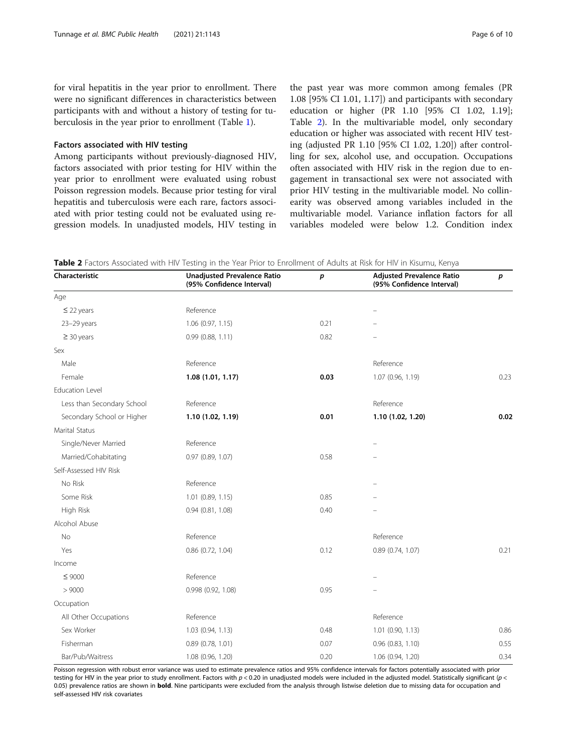for viral hepatitis in the year prior to enrollment. There were no significant differences in characteristics between participants with and without a history of testing for tuberculosis in the year prior to enrollment (Table 1).

### Factors associated with HIV testing

Among participants without previously-diagnosed HIV, factors associated with prior testing for HIV within the year prior to enrollment were evaluated using robust Poisson regression models. Because prior testing for viral hepatitis and tuberculosis were each rare, factors associated with prior testing could not be evaluated using regression models. In unadjusted models, HIV testing in the past year was more common among females (PR 1.08 [95% CI 1.01, 1.17]) and participants with secondary education or higher (PR 1.10 [95% CI 1.02, 1.19]; Table 2). In the multivariable model, only secondary education or higher was associated with recent HIV testing (adjusted PR 1.10 [95% CI 1.02, 1.20]) after controlling for sex, alcohol use, and occupation. Occupations often associated with HIV risk in the region due to engagement in transactional sex were not associated with prior HIV testing in the multivariable model. No collinearity was observed among variables included in the multivariable model. Variance inflation factors for all variables modeled were below 1.2. Condition index

**Table 2** Factors Associated with HIV Testing in the Year Prior to Enrollment of Adults at Risk for HIV in Kisumu, Kenya

| Characteristic | Unadjusted Prevalence Ratio (95% Confidence Interval) | *p* | Adjusted Prevalence Ratio (95% Confidence Interval) | *p* |
|---|---|---|---|---|
| Age | | | | |
| ≤ 22 years | Reference | | – | |
| 23–29 years | 1.06 (0.97, 1.15) | 0.21 | – | |
| ≥ 30 years | 0.99 (0.88, 1.11) | 0.82 | – | |
| Sex | | | | |
| Male | Reference | | Reference | |
| Female | **1.08 (1.01, 1.17)** | **0.03** | 1.07 (0.96, 1.19) | 0.23 |
| Education Level | | | | |
| Less than Secondary School | Reference | | Reference | |
| Secondary School or Higher | **1.10 (1.02, 1.19)** | **0.01** | **1.10 (1.02, 1.20)** | **0.02** |
| Marital Status | | | | |
| Single/Never Married | Reference | | – | |
| Married/Cohabitating | 0.97 (0.89, 1.07) | 0.58 | – | |
| Self-Assessed HIV Risk | | | | |
| No Risk | Reference | | – | |
| Some Risk | 1.01 (0.89, 1.15) | 0.85 | – | |
| High Risk | 0.94 (0.81, 1.08) | 0.40 | – | |
| Alcohol Abuse | | | | |
| No | Reference | | Reference | |
| Yes | 0.86 (0.72, 1.04) | 0.12 | 0.89 (0.74, 1.07) | 0.21 |
| Income | | | | |
| ≤ 9000 | Reference | | – | |
| > 9000 | 0.998 (0.92, 1.08) | 0.95 | – | |
| Occupation | | | | |
| All Other Occupations | Reference | | Reference | |
| Sex Worker | 1.03 (0.94, 1.13) | 0.48 | 1.01 (0.90, 1.13) | 0.86 |
| Fisherman | 0.89 (0.78, 1.01) | 0.07 | 0.96 (0.83, 1.10) | 0.55 |
| Bar/Pub/Waitress | 1.08 (0.96, 1.20) | 0.20 | 1.06 (0.94, 1.20) | 0.34 |

Poisson regression with robust error variance was used to estimate prevalence ratios and 95% confidence intervals for factors potentially associated with prior testing for HIV in the year prior to study enrollment. Factors with $p < 0.20$ in unadjusted models were included in the adjusted model. Statistically significant ($p < 0.05$) prevalence ratios are shown in **bold**. Nine participants were excluded from the analysis through listwise deletion due to missing data for occupation and self-assessed HIV risk covariates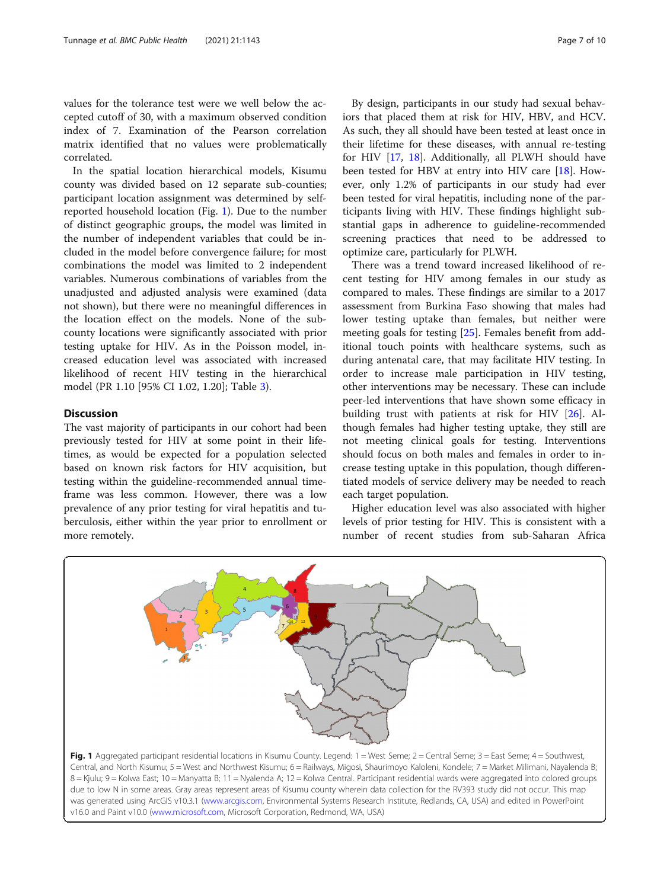values for the tolerance test were we well below the accepted cutoff of 30, with a maximum observed condition index of 7. Examination of the Pearson correlation matrix identified that no values were problematically correlated.

In the spatial location hierarchical models, Kisumu county was divided based on 12 separate sub-counties; participant location assignment was determined by self-reported household location (Fig. 1). Due to the number of distinct geographic groups, the model was limited in the number of independent variables that could be included in the model before convergence failure; for most combinations the model was limited to 2 independent variables. Numerous combinations of variables from the unadjusted and adjusted analysis were examined (data not shown), but there were no meaningful differences in the location effect on the models. None of the sub-county locations were significantly associated with prior testing uptake for HIV. As in the Poisson model, increased education level was associated with increased likelihood of recent HIV testing in the hierarchical model (PR 1.10 [95% CI 1.02, 1.20]; Table 3).

## Discussion

The vast majority of participants in our cohort had been previously tested for HIV at some point in their lifetimes, as would be expected for a population selected based on known risk factors for HIV acquisition, but testing within the guideline-recommended annual timeframe was less common. However, there was a low prevalence of any prior testing for viral hepatitis and tuberculosis, either within the year prior to enrollment or more remotely.

By design, participants in our study had sexual behaviors that placed them at risk for HIV, HBV, and HCV. As such, they all should have been tested at least once in their lifetime for these diseases, with annual re-testing for HIV [17, 18]. Additionally, all PLWH should have been tested for HBV at entry into HIV care [18]. However, only 1.2% of participants in our study had ever been tested for viral hepatitis, including none of the participants living with HIV. These findings highlight substantial gaps in adherence to guideline-recommended screening practices that need to be addressed to optimize care, particularly for PLWH.

There was a trend toward increased likelihood of recent testing for HIV among females in our study as compared to males. These findings are similar to a 2017 assessment from Burkina Faso showing that males had lower testing uptake than females, but neither were meeting goals for testing [25]. Females benefit from additional touch points with healthcare systems, such as during antenatal care, that may facilitate HIV testing. In order to increase male participation in HIV testing, other interventions may be necessary. These can include peer-led interventions that have shown some efficacy in building trust with patients at risk for HIV [26]. Although females had higher testing uptake, they still are not meeting clinical goals for testing. Interventions should focus on both males and females in order to increase testing uptake in this population, though differentiated models of service delivery may be needed to reach each target population.

Higher education level was also associated with higher levels of prior testing for HIV. This is consistent with a number of recent studies from sub-Saharan Africa

**Fig. 1** Aggregated participant residential locations in Kisumu County. Legend: 1 = West Seme; 2 = Central Seme; 3 = East Seme; 4 = Southwest, Central, and North Kisumu; 5 = West and Northwest Kisumu; 6 = Railways, Migosi, Shaurimoyo Kaloleni, Kondele; 7 = Market Milimani, Nayalenda B; 8 = Kjulu; 9 = Kolwa East; 10 = Manyatta B; 11 = Nyalenda A; 12 = Kolwa Central. Participant residential wards were aggregated into colored groups due to low N in some areas. Gray areas represent areas of Kisumu county wherein data collection for the RV393 study did not occur. This map was generated using ArcGIS v10.3.1 (www.arcgis.com, Environmental Systems Research Institute, Redlands, CA, USA) and edited in PowerPoint v16.0 and Paint v10.0 (www.microsoft.com, Microsoft Corporation, Redmond, WA, USA)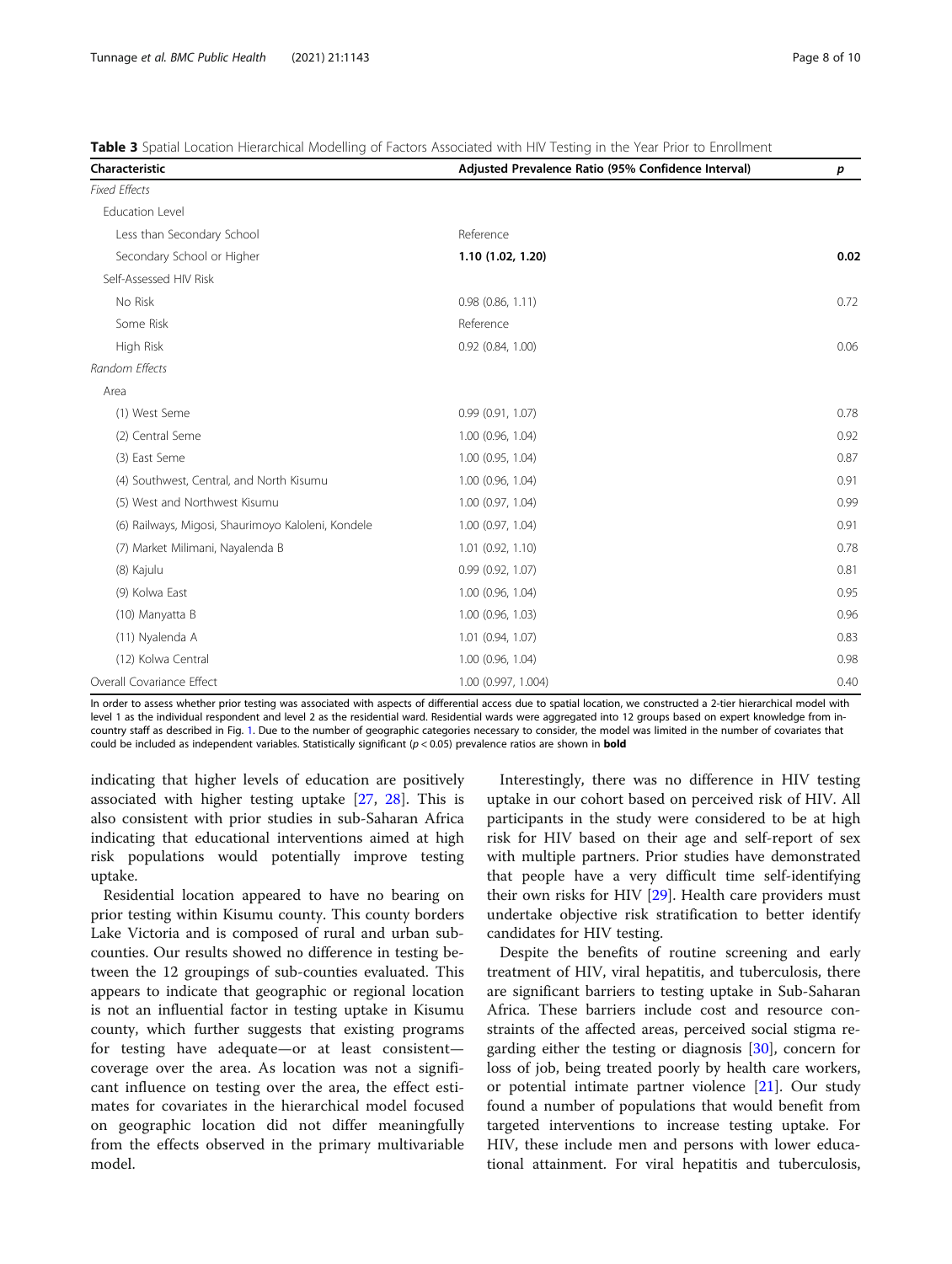**Table 3** Spatial Location Hierarchical Modelling of Factors Associated with HIV Testing in the Year Prior to Enrollment

| Characteristic | Adjusted Prevalence Ratio (95% Confidence Interval) | *p* |
|---|---|---|
| *Fixed Effects* | | |
| Education Level | | |
| Less than Secondary School | Reference | |
| Secondary School or Higher | **1.10 (1.02, 1.20)** | **0.02** |
| Self-Assessed HIV Risk | | |
| No Risk | 0.98 (0.86, 1.11) | 0.72 |
| Some Risk | Reference | |
| High Risk | 0.92 (0.84, 1.00) | 0.06 |
| *Random Effects* | | |
| Area | | |
| (1) West Seme | 0.99 (0.91, 1.07) | 0.78 |
| (2) Central Seme | 1.00 (0.96, 1.04) | 0.92 |
| (3) East Seme | 1.00 (0.95, 1.04) | 0.87 |
| (4) Southwest, Central, and North Kisumu | 1.00 (0.96, 1.04) | 0.91 |
| (5) West and Northwest Kisumu | 1.00 (0.97, 1.04) | 0.99 |
| (6) Railways, Migosi, Shaurimoyo Kaloleni, Kondele | 1.00 (0.97, 1.04) | 0.91 |
| (7) Market Milimani, Nayalenda B | 1.01 (0.92, 1.10) | 0.78 |
| (8) Kajulu | 0.99 (0.92, 1.07) | 0.81 |
| (9) Kolwa East | 1.00 (0.96, 1.04) | 0.95 |
| (10) Manyatta B | 1.00 (0.96, 1.03) | 0.96 |
| (11) Nyalenda A | 1.01 (0.94, 1.07) | 0.83 |
| (12) Kolwa Central | 1.00 (0.96, 1.04) | 0.98 |
| Overall Covariance Effect | 1.00 (0.997, 1.004) | 0.40 |

In order to assess whether prior testing was associated with aspects of differential access due to spatial location, we constructed a 2-tier hierarchical model with level 1 as the individual respondent and level 2 as the residential ward. Residential wards were aggregated into 12 groups based on expert knowledge from in-country staff as described in Fig. 1. Due to the number of geographic categories necessary to consider, the model was limited in the number of covariates that could be included as independent variables. Statistically significant ($p < 0.05$) prevalence ratios are shown in **bold**

indicating that higher levels of education are positively associated with higher testing uptake [27, 28]. This is also consistent with prior studies in sub-Saharan Africa indicating that educational interventions aimed at high risk populations would potentially improve testing uptake.

Residential location appeared to have no bearing on prior testing within Kisumu county. This county borders Lake Victoria and is composed of rural and urban sub-counties. Our results showed no difference in testing between the 12 groupings of sub-counties evaluated. This appears to indicate that geographic or regional location is not an influential factor in testing uptake in Kisumu county, which further suggests that existing programs for testing have adequate—or at least consistent—coverage over the area. As location was not a significant influence on testing over the area, the effect estimates for covariates in the hierarchical model focused on geographic location did not differ meaningfully from the effects observed in the primary multivariable model.

Interestingly, there was no difference in HIV testing uptake in our cohort based on perceived risk of HIV. All participants in the study were considered to be at high risk for HIV based on their age and self-report of sex with multiple partners. Prior studies have demonstrated that people have a very difficult time self-identifying their own risks for HIV [29]. Health care providers must undertake objective risk stratification to better identify candidates for HIV testing.

Despite the benefits of routine screening and early treatment of HIV, viral hepatitis, and tuberculosis, there are significant barriers to testing uptake in Sub-Saharan Africa. These barriers include cost and resource constraints of the affected areas, perceived social stigma regarding either the testing or diagnosis [30], concern for loss of job, being treated poorly by health care workers, or potential intimate partner violence [21]. Our study found a number of populations that would benefit from targeted interventions to increase testing uptake. For HIV, these include men and persons with lower educational attainment. For viral hepatitis and tuberculosis,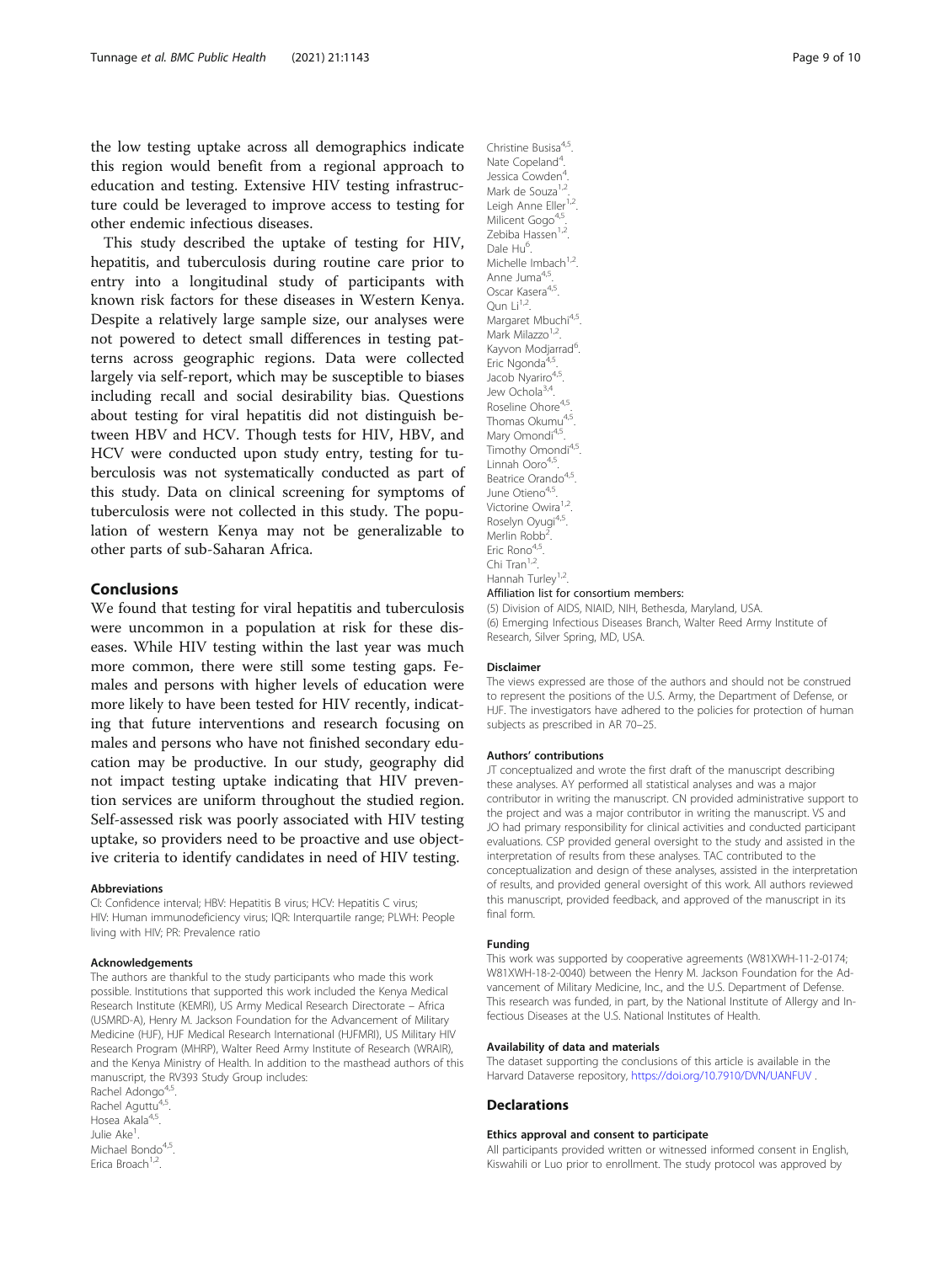the low testing uptake across all demographics indicate this region would benefit from a regional approach to education and testing. Extensive HIV testing infrastructure could be leveraged to improve access to testing for other endemic infectious diseases.

This study described the uptake of testing for HIV, hepatitis, and tuberculosis during routine care prior to entry into a longitudinal study of participants with known risk factors for these diseases in Western Kenya. Despite a relatively large sample size, our analyses were not powered to detect small differences in testing patterns across geographic regions. Data were collected largely via self-report, which may be susceptible to biases including recall and social desirability bias. Questions about testing for viral hepatitis did not distinguish between HBV and HCV. Though tests for HIV, HBV, and HCV were conducted upon study entry, testing for tuberculosis was not systematically conducted as part of this study. Data on clinical screening for symptoms of tuberculosis were not collected in this study. The population of western Kenya may not be generalizable to other parts of sub-Saharan Africa.

## Conclusions

We found that testing for viral hepatitis and tuberculosis were uncommon in a population at risk for these diseases. While HIV testing within the last year was much more common, there were still some testing gaps. Females and persons with higher levels of education were more likely to have been tested for HIV recently, indicating that future interventions and research focusing on males and persons who have not finished secondary education may be productive. In our study, geography did not impact testing uptake indicating that HIV prevention services are uniform throughout the studied region. Self-assessed risk was poorly associated with HIV testing uptake, so providers need to be proactive and use objective criteria to identify candidates in need of HIV testing.

#### Abbreviations

CI: Confidence interval; HBV: Hepatitis B virus; HCV: Hepatitis C virus; HIV: Human immunodeficiency virus; IQR: Interquartile range; PLWH: People living with HIV; PR: Prevalence ratio

#### Acknowledgements

The authors are thankful to the study participants who made this work possible. Institutions that supported this work included the Kenya Medical Research Institute (KEMRI), US Army Medical Research Directorate – Africa (USMRD-A), Henry M. Jackson Foundation for the Advancement of Military Medicine (HJF), HJF Medical Research International (HJFMRI), US Military HIV Research Program (MHRP), Walter Reed Army Institute of Research (WRAIR), and the Kenya Ministry of Health. In addition to the masthead authors of this manuscript, the RV393 Study Group includes:

Rachel Adongo[4,5].
Rachel Aguttu[4,5].
Hosea Akala[4,5].
Julie Ake[1].
Michael Bondo[4,5].
Erica Broach[1,2].
Christine Busisa[4,5].
Nate Copeland[4].
Jessica Cowden[4].
Mark de Souza[1,2].
Leigh Anne Eller[1,2].
Milicent Gogo[4,5].
Zebiba Hassen[1,2].
Dale Hu[6].
Michelle Imbach[1,2].
Anne Juma[4,5].
Oscar Kasera[4,5].
Qun Li[1,2].
Margaret Mbuchi[4,5].
Mark Milazzo[1,2].
Kayvon Modjarrad[6].
Eric Ngonda[4,5].
Jacob Nyariro[4,5].
Jew Ochola[3,4].
Roseline Ohore[4,5].
Thomas Okumu[4,5].
Mary Omondi[4,5].
Timothy Omondi[4,5].
Linnah Ooro[4,5].
Beatrice Orando[4,5].
June Otieno[4,5].
Victorine Owira[1,2].
Roselyn Oyugi[4,5].
Merlin Robb[2].
Eric Rono[4,5].
Chi Tran[1,2].
Hannah Turley[1,2].

Affiliation list for consortium members:
(5) Division of AIDS, NIAID, NIH, Bethesda, Maryland, USA.
(6) Emerging Infectious Diseases Branch, Walter Reed Army Institute of Research, Silver Spring, MD, USA.

#### Disclaimer

The views expressed are those of the authors and should not be construed to represent the positions of the U.S. Army, the Department of Defense, or HJF. The investigators have adhered to the policies for protection of human subjects as prescribed in AR 70–25.

#### Authors' contributions

JT conceptualized and wrote the first draft of the manuscript describing these analyses. AY performed all statistical analyses and was a major contributor in writing the manuscript. CN provided administrative support to the project and was a major contributor in writing the manuscript. VS and JO had primary responsibility for clinical activities and conducted participant evaluations. CSP provided general oversight to the study and assisted in the interpretation of results from these analyses. TAC contributed to the conceptualization and design of these analyses, assisted in the interpretation of results, and provided general oversight of this work. All authors reviewed this manuscript, provided feedback, and approved of the manuscript in its final form.

#### Funding

This work was supported by cooperative agreements (W81XWH-11-2-0174; W81XWH-18-2-0040) between the Henry M. Jackson Foundation for the Advancement of Military Medicine, Inc., and the U.S. Department of Defense. This research was funded, in part, by the National Institute of Allergy and Infectious Diseases at the U.S. National Institutes of Health.

#### Availability of data and materials

The dataset supporting the conclusions of this article is available in the Harvard Dataverse repository, https://doi.org/10.7910/DVN/UANFUV .

## Declarations

#### Ethics approval and consent to participate

All participants provided written or witnessed informed consent in English, Kiswahili or Luo prior to enrollment. The study protocol was approved by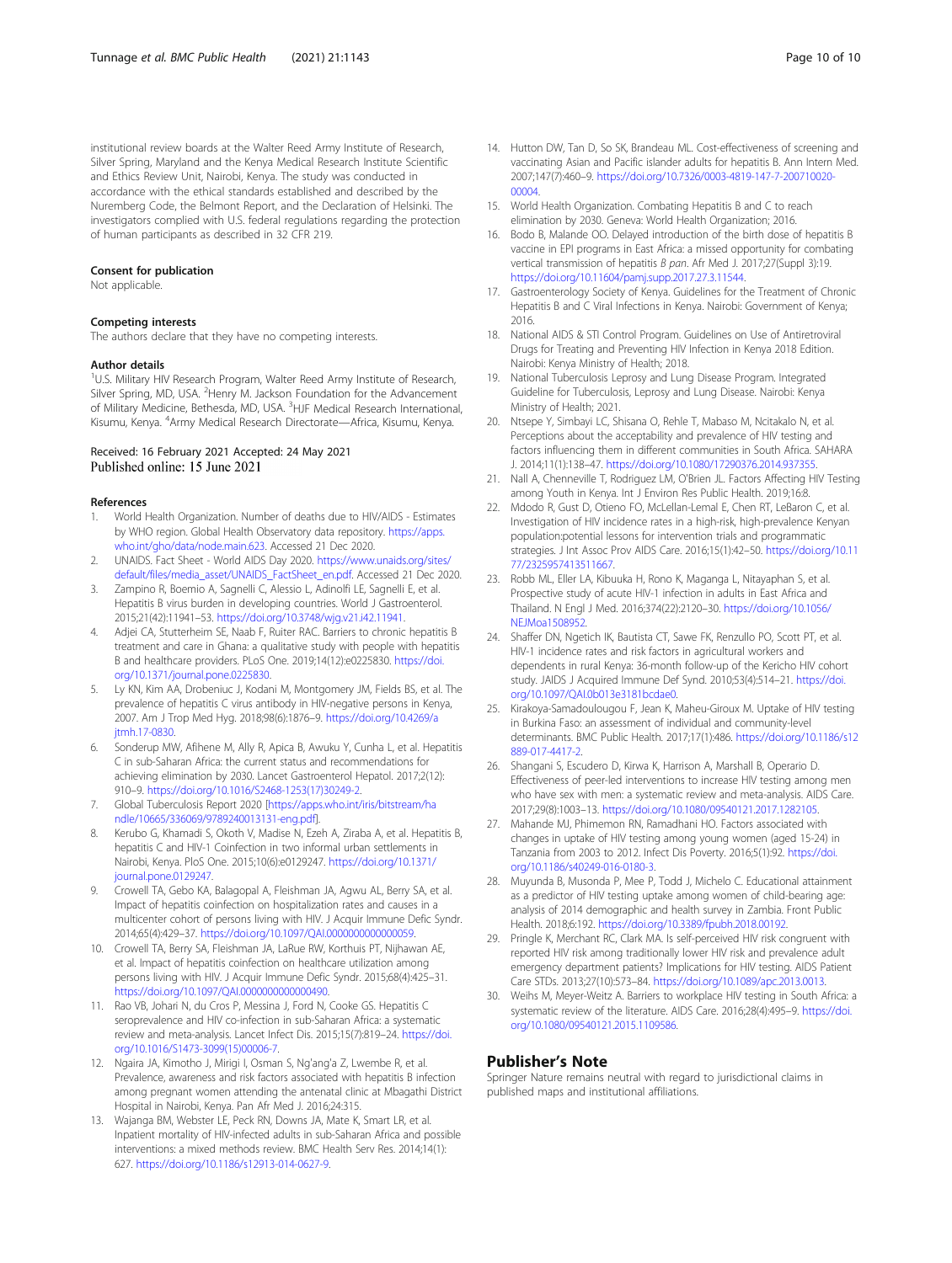institutional review boards at the Walter Reed Army Institute of Research, Silver Spring, Maryland and the Kenya Medical Research Institute Scientific and Ethics Review Unit, Nairobi, Kenya. The study was conducted in accordance with the ethical standards established and described by the Nuremberg Code, the Belmont Report, and the Declaration of Helsinki. The investigators complied with U.S. federal regulations regarding the protection of human participants as described in 32 CFR 219.

### Consent for publication

Not applicable.

### Competing interests

The authors declare that they have no competing interests.

### Author details

[1]U.S. Military HIV Research Program, Walter Reed Army Institute of Research, Silver Spring, MD, USA. [2]Henry M. Jackson Foundation for the Advancement of Military Medicine, Bethesda, MD, USA. [3]HJF Medical Research International, Kisumu, Kenya. [4]Army Medical Research Directorate—Africa, Kisumu, Kenya.

Received: 16 February 2021 Accepted: 24 May 2021
Published online: 15 June 2021

### References

1. World Health Organization. Number of deaths due to HIV/AIDS - Estimates by WHO region. Global Health Observatory data repository. https://apps.who.int/gho/data/node.main.623. Accessed 21 Dec 2020.
2. UNAIDS. Fact Sheet - World AIDS Day 2020. https://www.unaids.org/sites/default/files/media_asset/UNAIDS_FactSheet_en.pdf. Accessed 21 Dec 2020.
3. Zampino R, Boemio A, Sagnelli C, Alessio L, Adinolfi LE, Sagnelli E, et al. Hepatitis B virus burden in developing countries. World J Gastroenterol. 2015;21(42):11941–53. https://doi.org/10.3748/wjg.v21.i42.11941.
4. Adjei CA, Stutterheim SE, Naab F, Ruiter RAC. Barriers to chronic hepatitis B treatment and care in Ghana: a qualitative study with people with hepatitis B and healthcare providers. PLoS One. 2019;14(12):e0225830. https://doi.org/10.1371/journal.pone.0225830.
5. Ly KN, Kim AA, Drobeniuc J, Kodani M, Montgomery JM, Fields BS, et al. The prevalence of hepatitis C virus antibody in HIV-negative persons in Kenya, 2007. Am J Trop Med Hyg. 2018;98(6):1876–9. https://doi.org/10.4269/ajtmh.17-0830.
6. Sonderup MW, Afihene M, Ally R, Apica B, Awuku Y, Cunha L, et al. Hepatitis C in sub-Saharan Africa: the current status and recommendations for achieving elimination by 2030. Lancet Gastroenterol Hepatol. 2017;2(12):910–9. https://doi.org/10.1016/S2468-1253(17)30249-2.
7. Global Tuberculosis Report 2020 [https://apps.who.int/iris/bitstream/handle/10665/336069/9789240013131-eng.pdf].
8. Kerubo G, Khamadi S, Okoth V, Madise N, Ezeh A, Ziraba A, et al. Hepatitis B, hepatitis C and HIV-1 Coinfection in two informal urban settlements in Nairobi, Kenya. PloS One. 2015;10(6):e0129247. https://doi.org/10.1371/journal.pone.0129247.
9. Crowell TA, Gebo KA, Balagopal A, Fleishman JA, Agwu AL, Berry SA, et al. Impact of hepatitis coinfection on hospitalization rates and causes in a multicenter cohort of persons living with HIV. J Acquir Immune Defic Syndr. 2014;65(4):429–37. https://doi.org/10.1097/QAI.0000000000000059.
10. Crowell TA, Berry SA, Fleishman JA, LaRue RW, Korthuis PT, Nijhawan AE, et al. Impact of hepatitis coinfection on healthcare utilization among persons living with HIV. J Acquir Immune Defic Syndr. 2015;68(4):425–31. https://doi.org/10.1097/QAI.0000000000000490.
11. Rao VB, Johari N, du Cros P, Messina J, Ford N, Cooke GS. Hepatitis C seroprevalence and HIV co-infection in sub-Saharan Africa: a systematic review and meta-analysis. Lancet Infect Dis. 2015;15(7):819–24. https://doi.org/10.1016/S1473-3099(15)00006-7.
12. Ngaira JA, Kimotho J, Mirigi I, Osman S, Ng'ang'a Z, Lwembe R, et al. Prevalence, awareness and risk factors associated with hepatitis B infection among pregnant women attending the antenatal clinic at Mbagathi District Hospital in Nairobi, Kenya. Pan Afr Med J. 2016;24:315.
13. Wajanga BM, Webster LE, Peck RN, Downs JA, Mate K, Smart LR, et al. Inpatient mortality of HIV-infected adults in sub-Saharan Africa and possible interventions: a mixed methods review. BMC Health Serv Res. 2014;14(1):627. https://doi.org/10.1186/s12913-014-0627-9.
14. Hutton DW, Tan D, So SK, Brandeau ML. Cost-effectiveness of screening and vaccinating Asian and Pacific islander adults for hepatitis B. Ann Intern Med. 2007;147(7):460–9. https://doi.org/10.7326/0003-4819-147-7-200710020-00004.
15. World Health Organization. Combating Hepatitis B and C to reach elimination by 2030. Geneva: World Health Organization; 2016.
16. Bodo B, Malande OO. Delayed introduction of the birth dose of hepatitis B vaccine in EPI programs in East Africa: a missed opportunity for combating vertical transmission of hepatitis *B pan*. Afr Med J. 2017;27(Suppl 3):19. https://doi.org/10.11604/pamj.supp.2017.27.3.11544.
17. Gastroenterology Society of Kenya. Guidelines for the Treatment of Chronic Hepatitis B and C Viral Infections in Kenya. Nairobi: Government of Kenya; 2016.
18. National AIDS & STI Control Program. Guidelines on Use of Antiretroviral Drugs for Treating and Preventing HIV Infection in Kenya 2018 Edition. Nairobi: Kenya Ministry of Health; 2018.
19. National Tuberculosis Leprosy and Lung Disease Program. Integrated Guideline for Tuberculosis, Leprosy and Lung Disease. Nairobi: Kenya Ministry of Health; 2021.
20. Ntsepe Y, Simbayi LC, Shisana O, Rehle T, Mabaso M, Ncitakalo N, et al. Perceptions about the acceptability and prevalence of HIV testing and factors influencing them in different communities in South Africa. SAHARA J. 2014;11(1):138–47. https://doi.org/10.1080/17290376.2014.937355.
21. Nall A, Chenneville T, Rodriguez LM, O'Brien JL. Factors Affecting HIV Testing among Youth in Kenya. Int J Environ Res Public Health. 2019;16:8.
22. Mdodo R, Gust D, Otieno FO, McLellan-Lemal E, Chen RT, LeBaron C, et al. Investigation of HIV incidence rates in a high-risk, high-prevalence Kenyan population:potential lessons for intervention trials and programmatic strategies. J Int Assoc Prov AIDS Care. 2016;15(1):42–50. https://doi.org/10.1177/2325957413511667.
23. Robb ML, Eller LA, Kibuuka H, Rono K, Maganga L, Nitayaphan S, et al. Prospective study of acute HIV-1 infection in adults in East Africa and Thailand. N Engl J Med. 2016;374(22):2120–30. https://doi.org/10.1056/NEJMoa1508952.
24. Shaffer DN, Ngetich IK, Bautista CT, Sawe FK, Renzullo PO, Scott PT, et al. HIV-1 incidence rates and risk factors in agricultural workers and dependents in rural Kenya: 36-month follow-up of the Kericho HIV cohort study. JAIDS J Acquired Immune Def Synd. 2010;53(4):514–21. https://doi.org/10.1097/QAI.0b013e3181bcdae0.
25. Kirakoya-Samadoulougou F, Jean K, Maheu-Giroux M. Uptake of HIV testing in Burkina Faso: an assessment of individual and community-level determinants. BMC Public Health. 2017;17(1):486. https://doi.org/10.1186/s12889-017-4417-2.
26. Shangani S, Escudero D, Kirwa K, Harrison A, Marshall B, Operario D. Effectiveness of peer-led interventions to increase HIV testing among men who have sex with men: a systematic review and meta-analysis. AIDS Care. 2017;29(8):1003–13. https://doi.org/10.1080/09540121.2017.1282105.
27. Mahande MJ, Phimemon RN, Ramadhani HO. Factors associated with changes in uptake of HIV testing among young women (aged 15-24) in Tanzania from 2003 to 2012. Infect Dis Poverty. 2016;5(1):92. https://doi.org/10.1186/s40249-016-0180-3.
28. Muyunda B, Musonda P, Mee P, Todd J, Michelo C. Educational attainment as a predictor of HIV testing uptake among women of child-bearing age: analysis of 2014 demographic and health survey in Zambia. Front Public Health. 2018;6:192. https://doi.org/10.3389/fpubh.2018.00192.
29. Pringle K, Merchant RC, Clark MA. Is self-perceived HIV risk congruent with reported HIV risk among traditionally lower HIV risk and prevalence adult emergency department patients? Implications for HIV testing. AIDS Patient Care STDs. 2013;27(10):573–84. https://doi.org/10.1089/apc.2013.0013.
30. Weihs M, Meyer-Weitz A. Barriers to workplace HIV testing in South Africa: a systematic review of the literature. AIDS Care. 2016;28(4):495–9. https://doi.org/10.1080/09540121.2015.1109586.

## Publisher's Note

Springer Nature remains neutral with regard to jurisdictional claims in published maps and institutional affiliations.